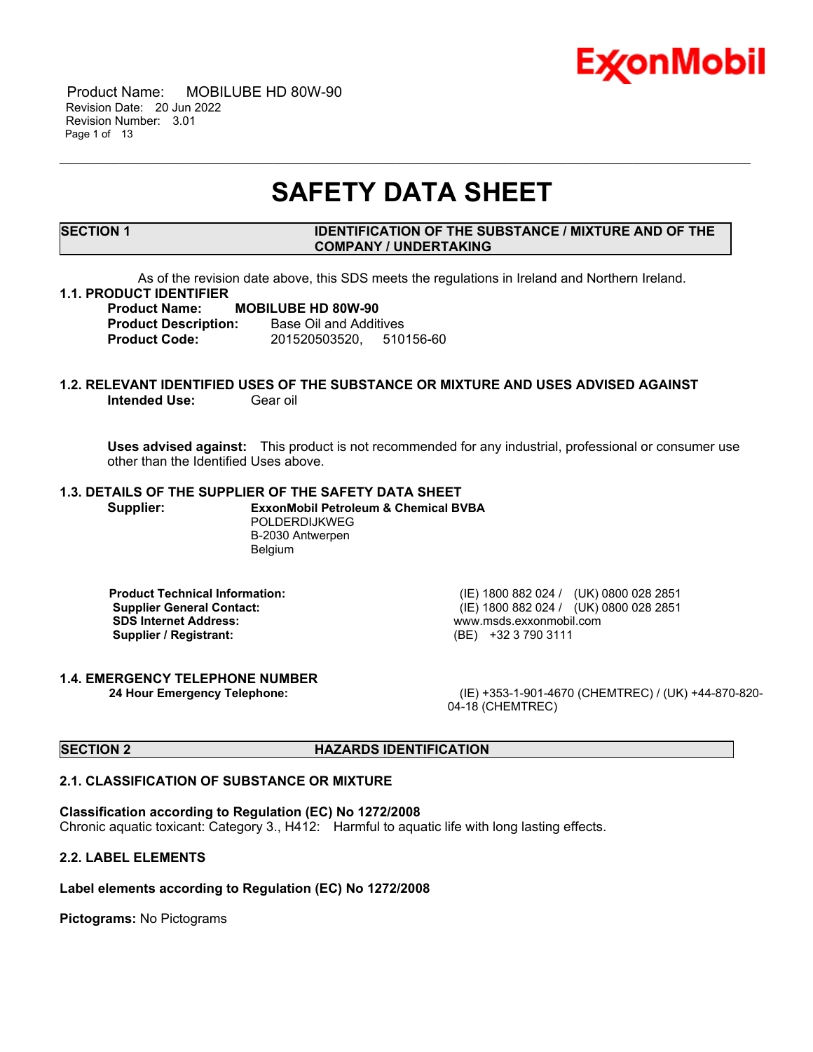# SAFETY DATA SHEET

## SECTION 1 IDENTIFICATION OF THE SUBSTANCE / MIXTURE AND OF THE COMPANY / UNDERTAKING

As of the revision date above, this SDS meets the regulations in Ireland and Northern Ireland.

### 1.1. PRODUCT IDENTIFIER

**Product Name:** **MOBILUBE HD 80W-90**
**Product Description:** Base Oil and Additives
**Product Code:** 201520503520, 510156-60

### 1.2. RELEVANT IDENTIFIED USES OF THE SUBSTANCE OR MIXTURE AND USES ADVISED AGAINST

**Intended Use:** Gear oil

**Uses advised against:** This product is not recommended for any industrial, professional or consumer use other than the Identified Uses above.

### 1.3. DETAILS OF THE SUPPLIER OF THE SAFETY DATA SHEET

**Supplier:** **ExxonMobil Petroleum & Chemical BVBA**
POLDERDIJKWEG
B-2030 Antwerpen
Belgium

| | |
|---|---|
| **Product Technical Information:** | (IE) 1800 882 024 / (UK) 0800 028 2851 |
| **Supplier General Contact:** | (IE) 1800 882 024 / (UK) 0800 028 2851 |
| **SDS Internet Address:** | www.msds.exxonmobil.com |
| **Supplier / Registrant:** | (BE) +32 3 790 3111 |

### 1.4. EMERGENCY TELEPHONE NUMBER

**24 Hour Emergency Telephone:** (IE) +353-1-901-4670 (CHEMTREC) / (UK) +44-870-820-04-18 (CHEMTREC)

## SECTION 2 HAZARDS IDENTIFICATION

### 2.1. CLASSIFICATION OF SUBSTANCE OR MIXTURE

**Classification according to Regulation (EC) No 1272/2008**
Chronic aquatic toxicant: Category 3., H412: Harmful to aquatic life with long lasting effects.

### 2.2. LABEL ELEMENTS

**Label elements according to Regulation (EC) No 1272/2008**

**Pictograms:** No Pictograms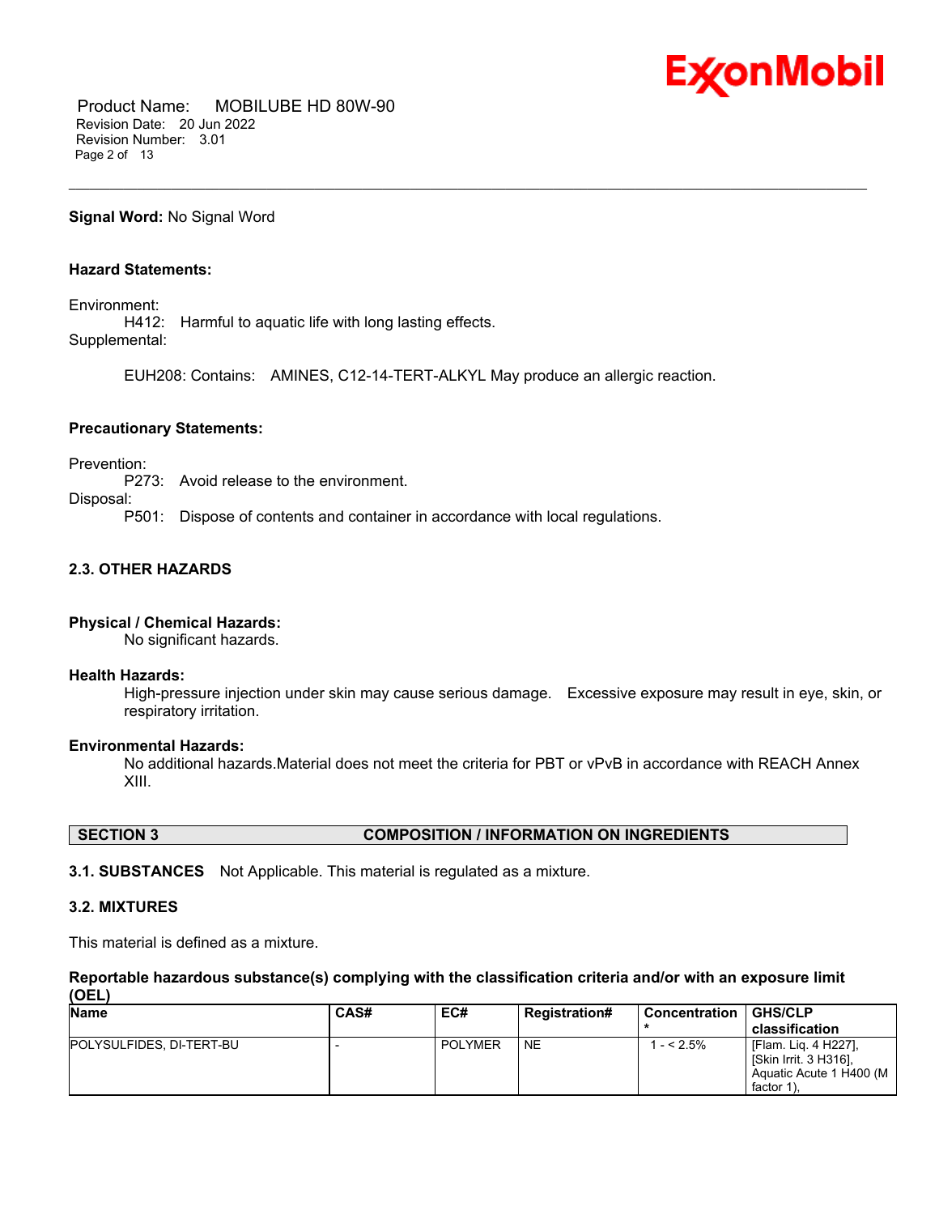**Signal Word:** No Signal Word

**Hazard Statements:**

Environment:

H412: Harmful to aquatic life with long lasting effects.

Supplemental:

EUH208: Contains: AMINES, C12-14-TERT-ALKYL May produce an allergic reaction.

**Precautionary Statements:**

Prevention:

P273: Avoid release to the environment.

Disposal:

P501: Dispose of contents and container in accordance with local regulations.

### 2.3. OTHER HAZARDS

**Physical / Chemical Hazards:**

No significant hazards.

**Health Hazards:**

High-pressure injection under skin may cause serious damage. Excessive exposure may result in eye, skin, or respiratory irritation.

**Environmental Hazards:**

No additional hazards.Material does not meet the criteria for PBT or vPvB in accordance with REACH Annex XIII.

## SECTION 3 COMPOSITION / INFORMATION ON INGREDIENTS

**3.1. SUBSTANCES** Not Applicable. This material is regulated as a mixture.

### 3.2. MIXTURES

This material is defined as a mixture.

**Reportable hazardous substance(s) complying with the classification criteria and/or with an exposure limit (OEL)**

| Name | CAS# | EC# | Registration# | Concentration * | GHS/CLP classification |
|---|---|---|---|---|---|
| POLYSULFIDES, DI-TERT-BU | - | POLYMER | NE | 1 - < 2.5% | [Flam. Liq. 4 H227], [Skin Irrit. 3 H316], Aquatic Acute 1 H400 (M factor 1), |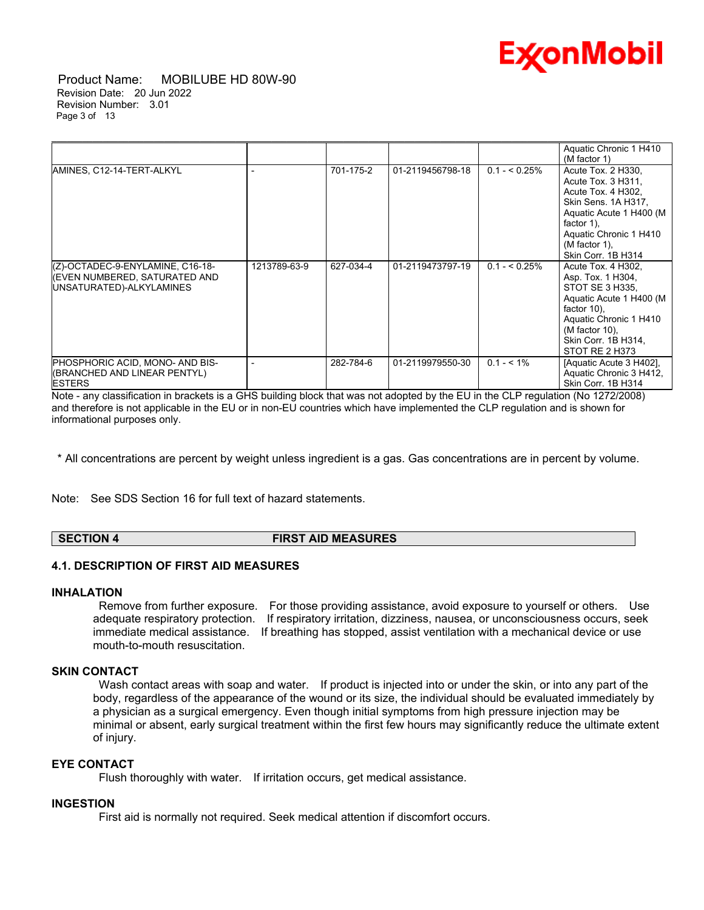| | | | | | |
|---|---|---|---|---|---|
| | | | | | Aquatic Chronic 1 H410 (M factor 1) |
| AMINES, C12-14-TERT-ALKYL | - | 701-175-2 | 01-2119456798-18 | 0.1 - < 0.25% | Acute Tox. 2 H330, Acute Tox. 3 H311, Acute Tox. 4 H302, Skin Sens. 1A H317, Aquatic Acute 1 H400 (M factor 1), Aquatic Chronic 1 H410 (M factor 1), Skin Corr. 1B H314 |
| (Z)-OCTADEC-9-ENYLAMINE, C16-18-(EVEN NUMBERED, SATURATED AND UNSATURATED)-ALKYLAMINES | 1213789-63-9 | 627-034-4 | 01-2119473797-19 | 0.1 - < 0.25% | Acute Tox. 4 H302, Asp. Tox. 1 H304, STOT SE 3 H335, Aquatic Acute 1 H400 (M factor 10), Aquatic Chronic 1 H410 (M factor 10), Skin Corr. 1B H314, STOT RE 2 H373 |
| PHOSPHORIC ACID, MONO- AND BIS-(BRANCHED AND LINEAR PENTYL) ESTERS | - | 282-784-6 | 01-2119979550-30 | 0.1 - < 1% | [Aquatic Acute 3 H402], Aquatic Chronic 3 H412, Skin Corr. 1B H314 |

Note - any classification in brackets is a GHS building block that was not adopted by the EU in the CLP regulation (No 1272/2008) and therefore is not applicable in the EU or in non-EU countries which have implemented the CLP regulation and is shown for informational purposes only.

* All concentrations are percent by weight unless ingredient is a gas. Gas concentrations are in percent by volume.

Note: See SDS Section 16 for full text of hazard statements.

## SECTION 4 FIRST AID MEASURES

### 4.1. DESCRIPTION OF FIRST AID MEASURES

**INHALATION**

Remove from further exposure. For those providing assistance, avoid exposure to yourself or others. Use adequate respiratory protection. If respiratory irritation, dizziness, nausea, or unconsciousness occurs, seek immediate medical assistance. If breathing has stopped, assist ventilation with a mechanical device or use mouth-to-mouth resuscitation.

**SKIN CONTACT**

Wash contact areas with soap and water. If product is injected into or under the skin, or into any part of the body, regardless of the appearance of the wound or its size, the individual should be evaluated immediately by a physician as a surgical emergency. Even though initial symptoms from high pressure injection may be minimal or absent, early surgical treatment within the first few hours may significantly reduce the ultimate extent of injury.

**EYE CONTACT**

Flush thoroughly with water. If irritation occurs, get medical assistance.

**INGESTION**

First aid is normally not required. Seek medical attention if discomfort occurs.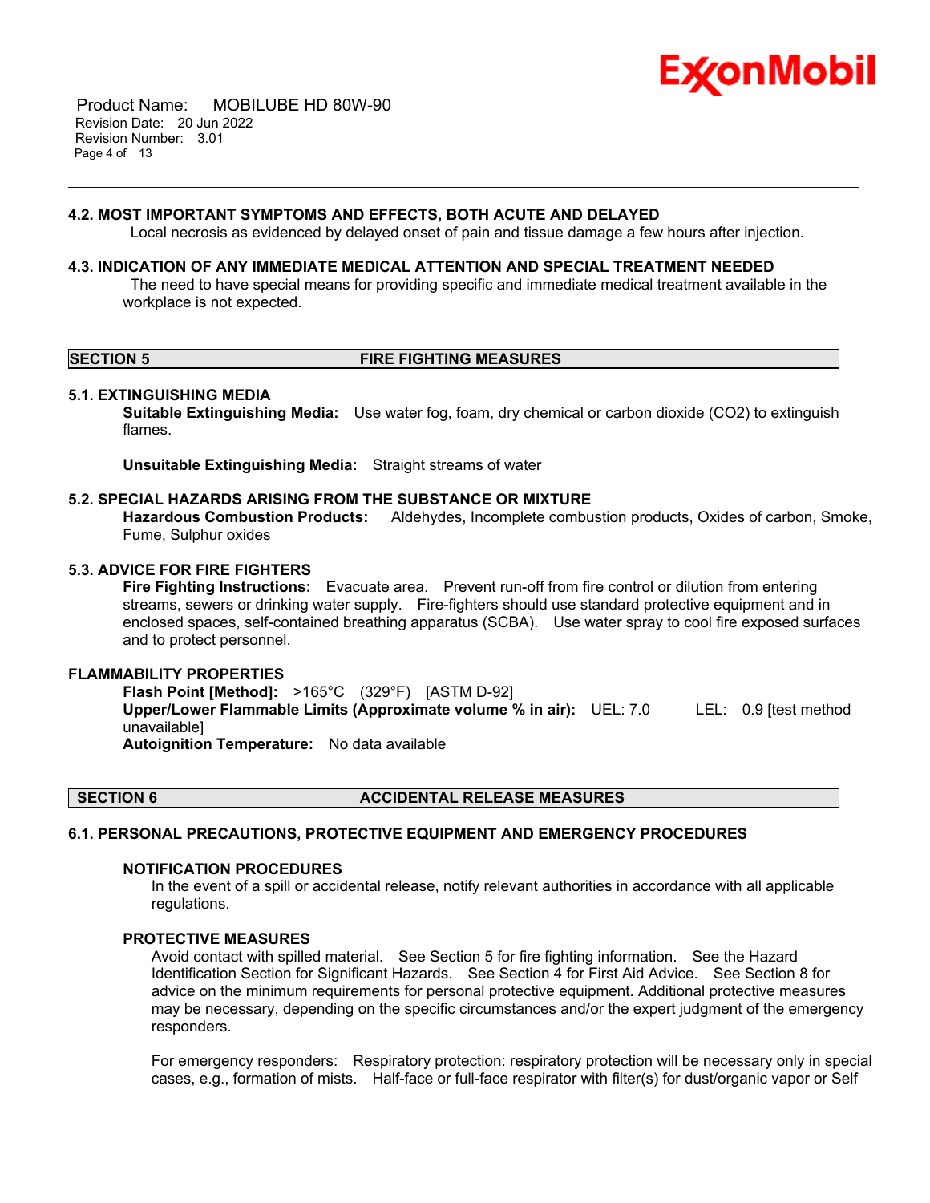### 4.2. MOST IMPORTANT SYMPTOMS AND EFFECTS, BOTH ACUTE AND DELAYED

Local necrosis as evidenced by delayed onset of pain and tissue damage a few hours after injection.

### 4.3. INDICATION OF ANY IMMEDIATE MEDICAL ATTENTION AND SPECIAL TREATMENT NEEDED

The need to have special means for providing specific and immediate medical treatment available in the workplace is not expected.

## SECTION 5 FIRE FIGHTING MEASURES

### 5.1. EXTINGUISHING MEDIA

**Suitable Extinguishing Media:** Use water fog, foam, dry chemical or carbon dioxide ($CO_2$) to extinguish flames.

**Unsuitable Extinguishing Media:** Straight streams of water

### 5.2. SPECIAL HAZARDS ARISING FROM THE SUBSTANCE OR MIXTURE

**Hazardous Combustion Products:** Aldehydes, Incomplete combustion products, Oxides of carbon, Smoke, Fume, Sulphur oxides

### 5.3. ADVICE FOR FIRE FIGHTERS

**Fire Fighting Instructions:** Evacuate area. Prevent run-off from fire control or dilution from entering streams, sewers or drinking water supply. Fire-fighters should use standard protective equipment and in enclosed spaces, self-contained breathing apparatus (SCBA). Use water spray to cool fire exposed surfaces and to protect personnel.

### FLAMMABILITY PROPERTIES

**Flash Point [Method]:** >165°C (329°F) [ASTM D-92]
**Upper/Lower Flammable Limits (Approximate volume % in air):** UEL: 7.0 LEL: 0.9 [test method unavailable]
**Autoignition Temperature:** No data available

## SECTION 6 ACCIDENTAL RELEASE MEASURES

### 6.1. PERSONAL PRECAUTIONS, PROTECTIVE EQUIPMENT AND EMERGENCY PROCEDURES

#### NOTIFICATION PROCEDURES

In the event of a spill or accidental release, notify relevant authorities in accordance with all applicable regulations.

#### PROTECTIVE MEASURES

Avoid contact with spilled material. See Section 5 for fire fighting information. See the Hazard Identification Section for Significant Hazards. See Section 4 for First Aid Advice. See Section 8 for advice on the minimum requirements for personal protective equipment. Additional protective measures may be necessary, depending on the specific circumstances and/or the expert judgment of the emergency responders.

For emergency responders: Respiratory protection: respiratory protection will be necessary only in special cases, e.g., formation of mists. Half-face or full-face respirator with filter(s) for dust/organic vapor or Self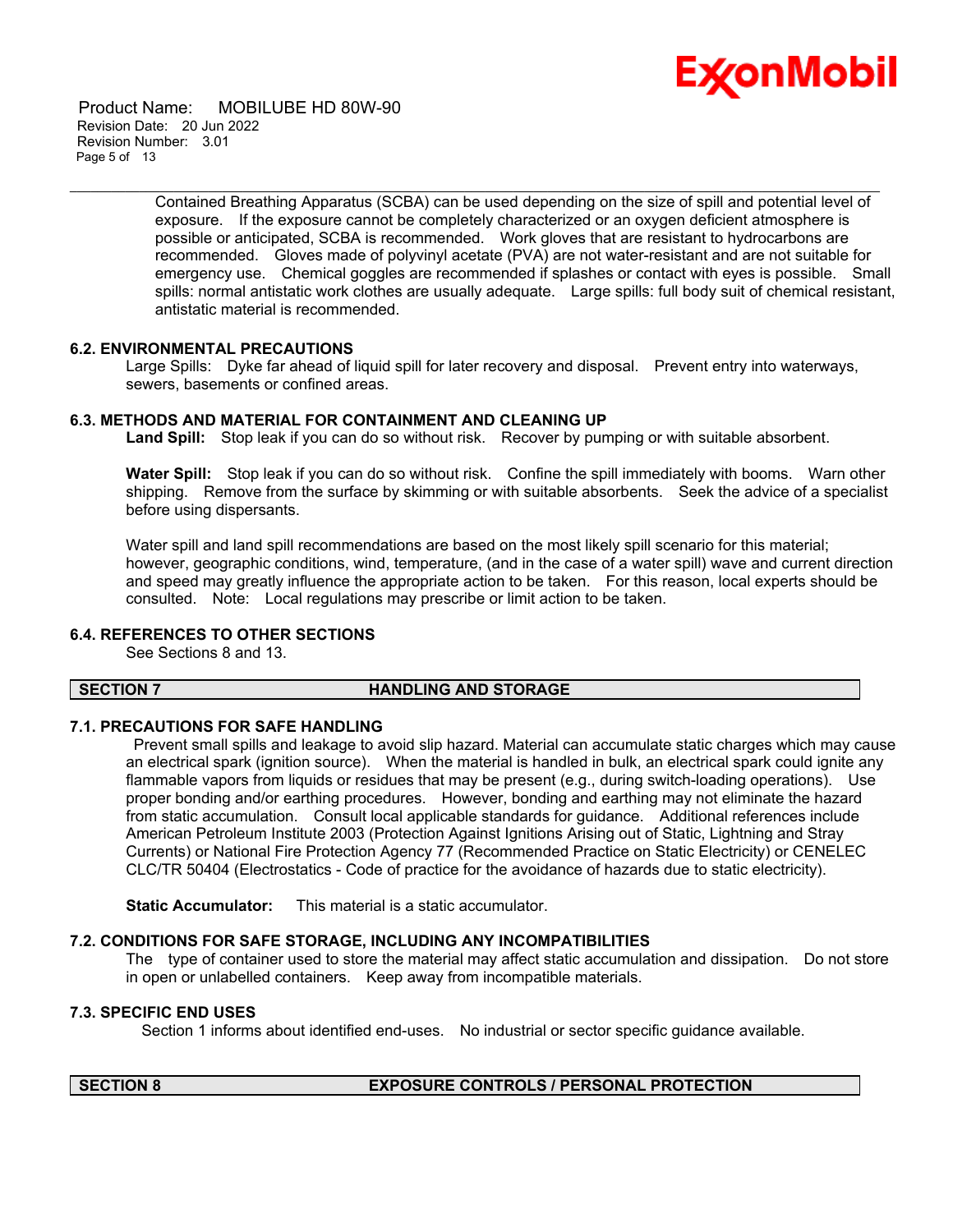Contained Breathing Apparatus (SCBA) can be used depending on the size of spill and potential level of exposure. If the exposure cannot be completely characterized or an oxygen deficient atmosphere is possible or anticipated, SCBA is recommended. Work gloves that are resistant to hydrocarbons are recommended. Gloves made of polyvinyl acetate (PVA) are not water-resistant and are not suitable for emergency use. Chemical goggles are recommended if splashes or contact with eyes is possible. Small spills: normal antistatic work clothes are usually adequate. Large spills: full body suit of chemical resistant, antistatic material is recommended.

### 6.2. ENVIRONMENTAL PRECAUTIONS

Large Spills: Dyke far ahead of liquid spill for later recovery and disposal. Prevent entry into waterways, sewers, basements or confined areas.

### 6.3. METHODS AND MATERIAL FOR CONTAINMENT AND CLEANING UP

**Land Spill:** Stop leak if you can do so without risk. Recover by pumping or with suitable absorbent.

**Water Spill:** Stop leak if you can do so without risk. Confine the spill immediately with booms. Warn other shipping. Remove from the surface by skimming or with suitable absorbents. Seek the advice of a specialist before using dispersants.

Water spill and land spill recommendations are based on the most likely spill scenario for this material; however, geographic conditions, wind, temperature, (and in the case of a water spill) wave and current direction and speed may greatly influence the appropriate action to be taken. For this reason, local experts should be consulted. Note: Local regulations may prescribe or limit action to be taken.

### 6.4. REFERENCES TO OTHER SECTIONS

See Sections 8 and 13.

## SECTION 7 HANDLING AND STORAGE

### 7.1. PRECAUTIONS FOR SAFE HANDLING

Prevent small spills and leakage to avoid slip hazard. Material can accumulate static charges which may cause an electrical spark (ignition source). When the material is handled in bulk, an electrical spark could ignite any flammable vapors from liquids or residues that may be present (e.g., during switch-loading operations). Use proper bonding and/or earthing procedures. However, bonding and earthing may not eliminate the hazard from static accumulation. Consult local applicable standards for guidance. Additional references include American Petroleum Institute 2003 (Protection Against Ignitions Arising out of Static, Lightning and Stray Currents) or National Fire Protection Agency 77 (Recommended Practice on Static Electricity) or CENELEC CLC/TR 50404 (Electrostatics - Code of practice for the avoidance of hazards due to static electricity).

**Static Accumulator:** This material is a static accumulator.

### 7.2. CONDITIONS FOR SAFE STORAGE, INCLUDING ANY INCOMPATIBILITIES

The type of container used to store the material may affect static accumulation and dissipation. Do not store in open or unlabelled containers. Keep away from incompatible materials.

### 7.3. SPECIFIC END USES

Section 1 informs about identified end-uses. No industrial or sector specific guidance available.

## SECTION 8 EXPOSURE CONTROLS / PERSONAL PROTECTION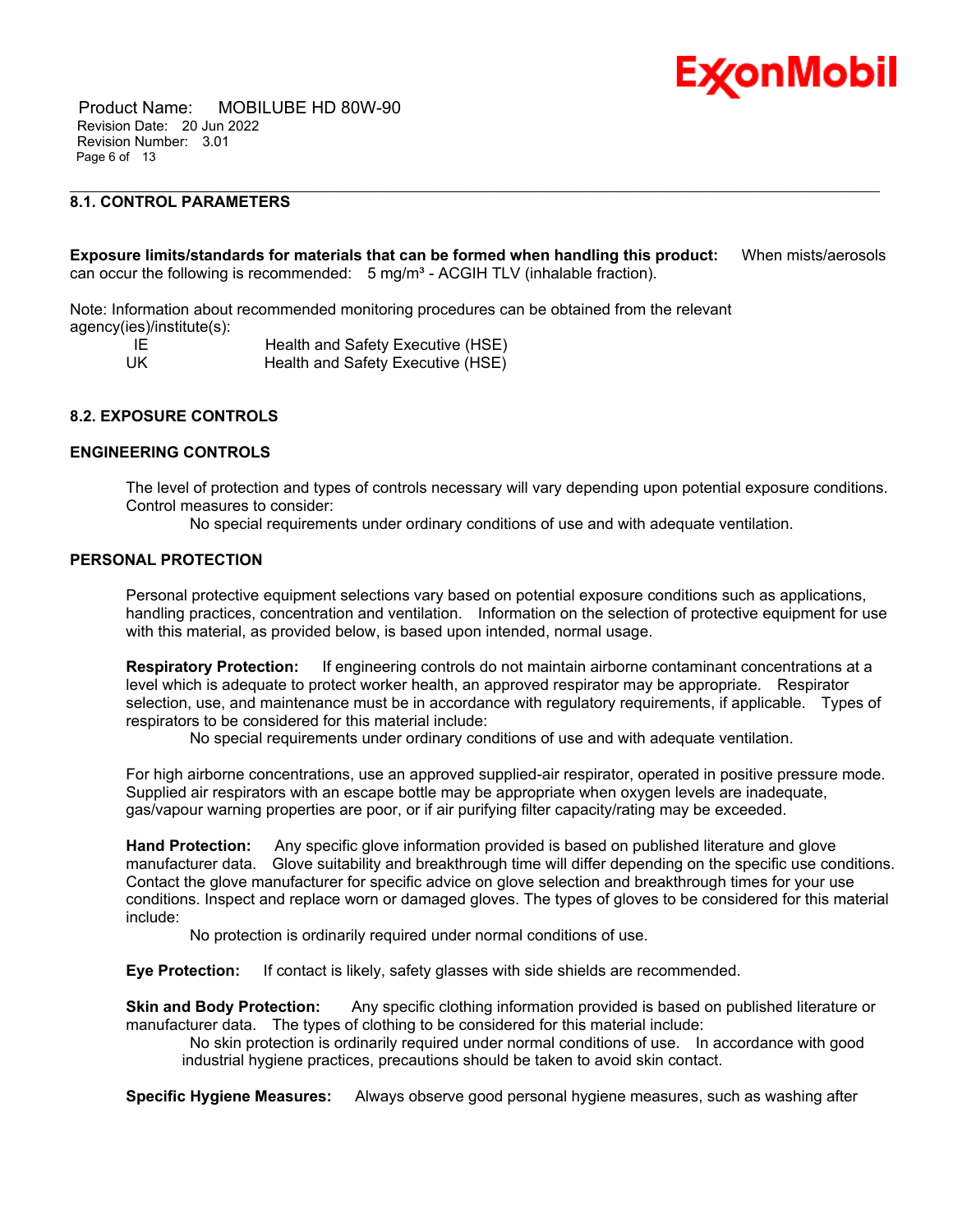### 8.1. CONTROL PARAMETERS

**Exposure limits/standards for materials that can be formed when handling this product:** When mists/aerosols can occur the following is recommended: 5 mg/m³ - ACGIH TLV (inhalable fraction).

Note: Information about recommended monitoring procedures can be obtained from the relevant agency(ies)/institute(s):

| | |
|---|---|
| IE | Health and Safety Executive (HSE) |
| UK | Health and Safety Executive (HSE) |

### 8.2. EXPOSURE CONTROLS

#### ENGINEERING CONTROLS

The level of protection and types of controls necessary will vary depending upon potential exposure conditions. Control measures to consider:

No special requirements under ordinary conditions of use and with adequate ventilation.

#### PERSONAL PROTECTION

Personal protective equipment selections vary based on potential exposure conditions such as applications, handling practices, concentration and ventilation. Information on the selection of protective equipment for use with this material, as provided below, is based upon intended, normal usage.

**Respiratory Protection:** If engineering controls do not maintain airborne contaminant concentrations at a level which is adequate to protect worker health, an approved respirator may be appropriate. Respirator selection, use, and maintenance must be in accordance with regulatory requirements, if applicable. Types of respirators to be considered for this material include:

No special requirements under ordinary conditions of use and with adequate ventilation.

For high airborne concentrations, use an approved supplied-air respirator, operated in positive pressure mode. Supplied air respirators with an escape bottle may be appropriate when oxygen levels are inadequate, gas/vapour warning properties are poor, or if air purifying filter capacity/rating may be exceeded.

**Hand Protection:** Any specific glove information provided is based on published literature and glove manufacturer data. Glove suitability and breakthrough time will differ depending on the specific use conditions. Contact the glove manufacturer for specific advice on glove selection and breakthrough times for your use conditions. Inspect and replace worn or damaged gloves. The types of gloves to be considered for this material include:

No protection is ordinarily required under normal conditions of use.

**Eye Protection:** If contact is likely, safety glasses with side shields are recommended.

**Skin and Body Protection:** Any specific clothing information provided is based on published literature or manufacturer data. The types of clothing to be considered for this material include:

No skin protection is ordinarily required under normal conditions of use. In accordance with good industrial hygiene practices, precautions should be taken to avoid skin contact.

**Specific Hygiene Measures:** Always observe good personal hygiene measures, such as washing after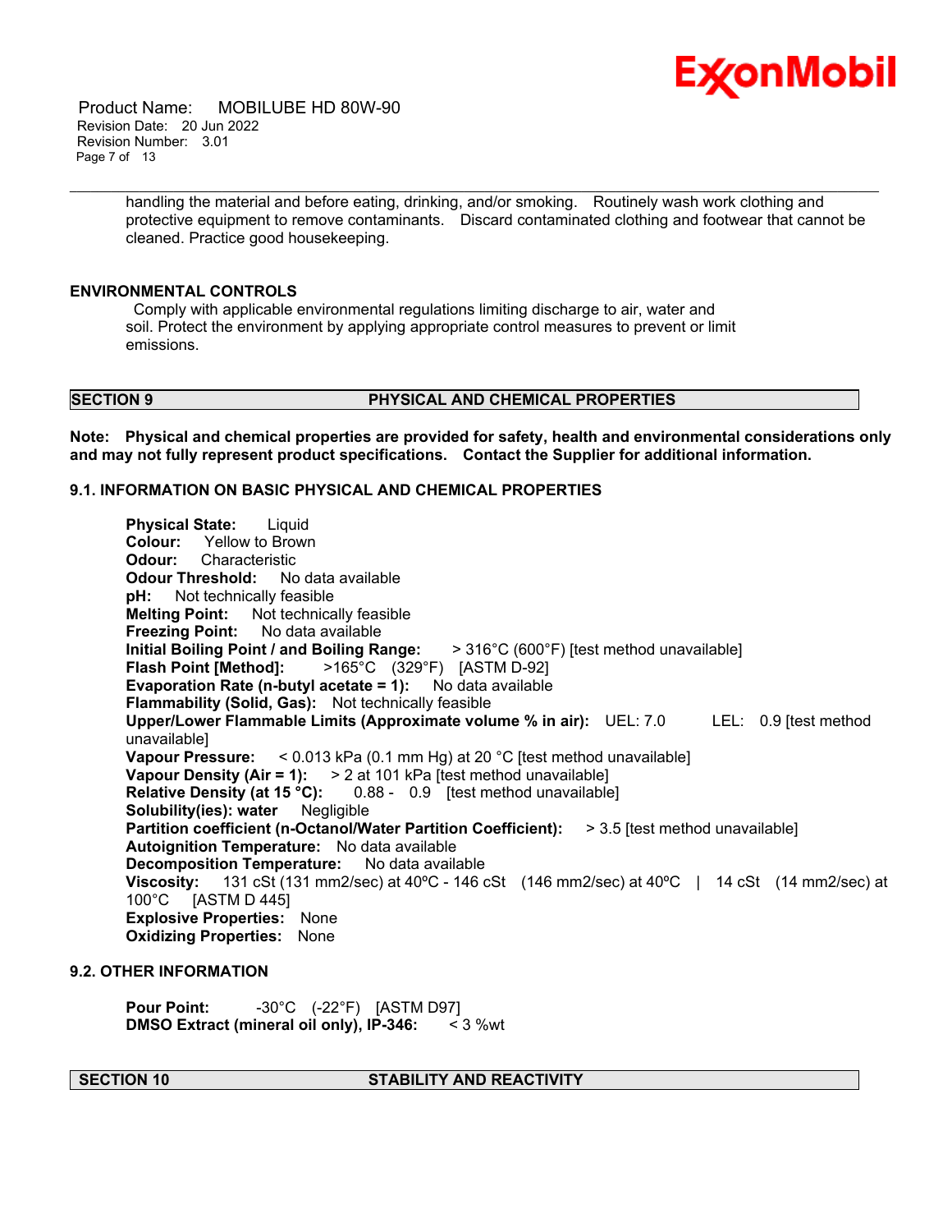handling the material and before eating, drinking, and/or smoking. Routinely wash work clothing and protective equipment to remove contaminants. Discard contaminated clothing and footwear that cannot be cleaned. Practice good housekeeping.

**ENVIRONMENTAL CONTROLS**

Comply with applicable environmental regulations limiting discharge to air, water and soil. Protect the environment by applying appropriate control measures to prevent or limit emissions.

## SECTION 9 PHYSICAL AND CHEMICAL PROPERTIES

**Note: Physical and chemical properties are provided for safety, health and environmental considerations only and may not fully represent product specifications. Contact the Supplier for additional information.**

### 9.1. INFORMATION ON BASIC PHYSICAL AND CHEMICAL PROPERTIES

**Physical State:** Liquid
**Colour:** Yellow to Brown
**Odour:** Characteristic
**Odour Threshold:** No data available
**pH:** Not technically feasible
**Melting Point:** Not technically feasible
**Freezing Point:** No data available
**Initial Boiling Point / and Boiling Range:** > 316°C (600°F) [test method unavailable]
**Flash Point [Method]:** >165°C (329°F) [ASTM D-92]
**Evaporation Rate (n-butyl acetate = 1):** No data available
**Flammability (Solid, Gas):** Not technically feasible
**Upper/Lower Flammable Limits (Approximate volume % in air):** UEL: 7.0 LEL: 0.9 [test method unavailable]
**Vapour Pressure:** < 0.013 kPa (0.1 mm Hg) at 20 °C [test method unavailable]
**Vapour Density (Air = 1):** > 2 at 101 kPa [test method unavailable]
**Relative Density (at 15 °C):** 0.88 - 0.9 [test method unavailable]
**Solubility(ies): water** Negligible
**Partition coefficient (n-Octanol/Water Partition Coefficient):** > 3.5 [test method unavailable]
**Autoignition Temperature:** No data available
**Decomposition Temperature:** No data available
**Viscosity:** 131 cSt (131 mm2/sec) at 40ºC - 146 cSt (146 mm2/sec) at 40ºC | 14 cSt (14 mm2/sec) at 100°C [ASTM D 445]
**Explosive Properties:** None
**Oxidizing Properties:** None

### 9.2. OTHER INFORMATION

**Pour Point:** -30°C (-22°F) [ASTM D97]
**DMSO Extract (mineral oil only), IP-346:** < 3 %wt

## SECTION 10 STABILITY AND REACTIVITY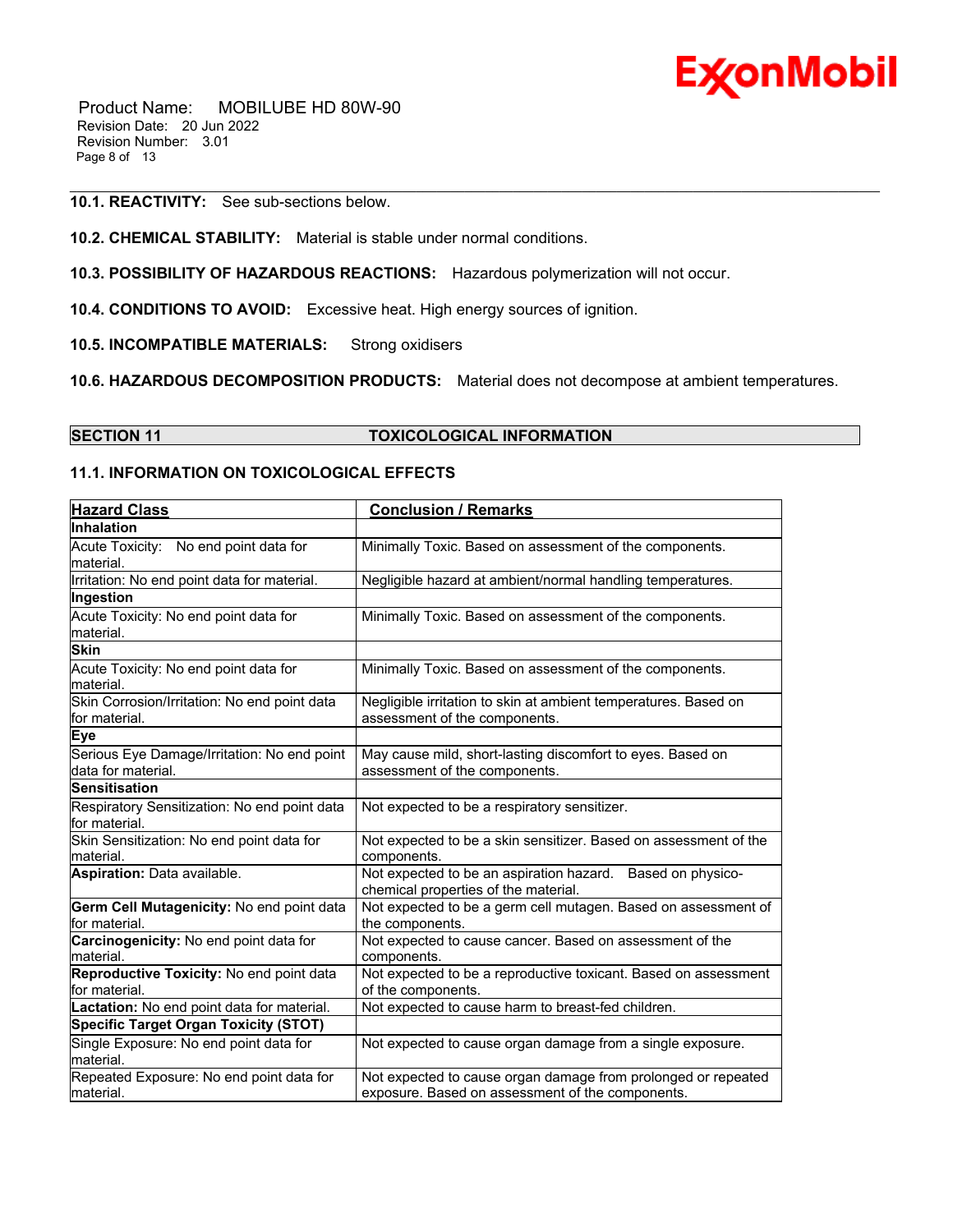**10.1. REACTIVITY:** See sub-sections below.

**10.2. CHEMICAL STABILITY:** Material is stable under normal conditions.

**10.3. POSSIBILITY OF HAZARDOUS REACTIONS:** Hazardous polymerization will not occur.

**10.4. CONDITIONS TO AVOID:** Excessive heat. High energy sources of ignition.

**10.5. INCOMPATIBLE MATERIALS:** Strong oxidisers

**10.6. HAZARDOUS DECOMPOSITION PRODUCTS:** Material does not decompose at ambient temperatures.

## SECTION 11 TOXICOLOGICAL INFORMATION

### 11.1. INFORMATION ON TOXICOLOGICAL EFFECTS

| Hazard Class | Conclusion / Remarks |
|---|---|
| **Inhalation** | |
| Acute Toxicity: No end point data for material. | Minimally Toxic. Based on assessment of the components. |
| Irritation: No end point data for material. | Negligible hazard at ambient/normal handling temperatures. |
| **Ingestion** | |
| Acute Toxicity: No end point data for material. | Minimally Toxic. Based on assessment of the components. |
| **Skin** | |
| Acute Toxicity: No end point data for material. | Minimally Toxic. Based on assessment of the components. |
| Skin Corrosion/Irritation: No end point data for material. | Negligible irritation to skin at ambient temperatures. Based on assessment of the components. |
| **Eye** | |
| Serious Eye Damage/Irritation: No end point data for material. | May cause mild, short-lasting discomfort to eyes. Based on assessment of the components. |
| **Sensitisation** | |
| Respiratory Sensitization: No end point data for material. | Not expected to be a respiratory sensitizer. |
| Skin Sensitization: No end point data for material. | Not expected to be a skin sensitizer. Based on assessment of the components. |
| **Aspiration:** Data available. | Not expected to be an aspiration hazard. Based on physico-chemical properties of the material. |
| **Germ Cell Mutagenicity:** No end point data for material. | Not expected to be a germ cell mutagen. Based on assessment of the components. |
| **Carcinogenicity:** No end point data for material. | Not expected to cause cancer. Based on assessment of the components. |
| **Reproductive Toxicity:** No end point data for material. | Not expected to be a reproductive toxicant. Based on assessment of the components. |
| **Lactation:** No end point data for material. | Not expected to cause harm to breast-fed children. |
| **Specific Target Organ Toxicity (STOT)** | |
| Single Exposure: No end point data for material. | Not expected to cause organ damage from a single exposure. |
| Repeated Exposure: No end point data for material. | Not expected to cause organ damage from prolonged or repeated exposure. Based on assessment of the components. |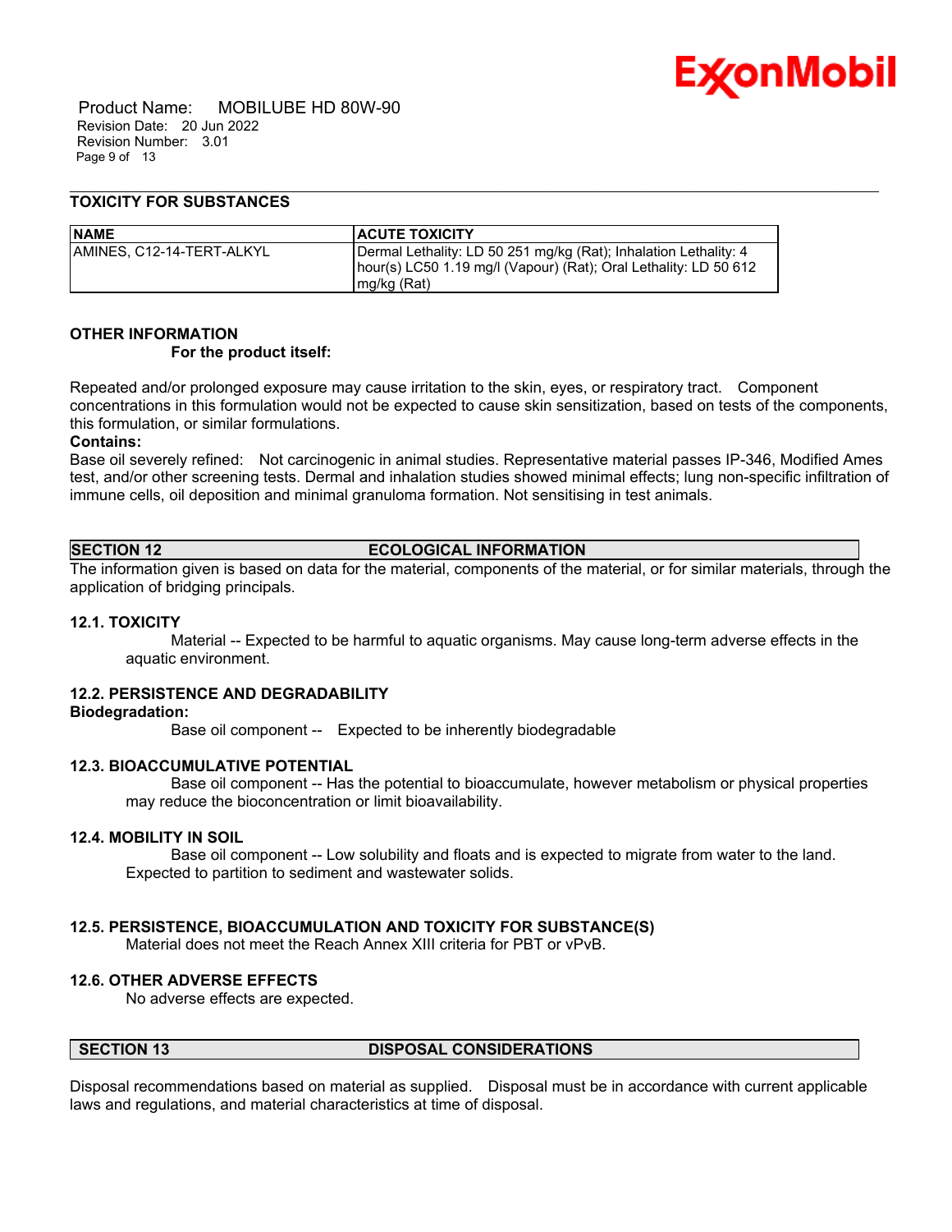### TOXICITY FOR SUBSTANCES

| NAME | ACUTE TOXICITY |
| --- | --- |
| AMINES, C12-14-TERT-ALKYL | Dermal Lethality: LD 50 251 mg/kg (Rat); Inhalation Lethality: 4 hour(s) LC50 1.19 mg/l (Vapour) (Rat); Oral Lethality: LD 50 612 mg/kg (Rat) |

### OTHER INFORMATION

**For the product itself:**

Repeated and/or prolonged exposure may cause irritation to the skin, eyes, or respiratory tract. Component concentrations in this formulation would not be expected to cause skin sensitization, based on tests of the components, this formulation, or similar formulations.

**Contains:**

Base oil severely refined: Not carcinogenic in animal studies. Representative material passes IP-346, Modified Ames test, and/or other screening tests. Dermal and inhalation studies showed minimal effects; lung non-specific infiltration of immune cells, oil deposition and minimal granuloma formation. Not sensitising in test animals.

## SECTION 12 ECOLOGICAL INFORMATION

The information given is based on data for the material, components of the material, or for similar materials, through the application of bridging principals.

### 12.1. TOXICITY

Material -- Expected to be harmful to aquatic organisms. May cause long-term adverse effects in the aquatic environment.

### 12.2. PERSISTENCE AND DEGRADABILITY

**Biodegradation:**

Base oil component -- Expected to be inherently biodegradable

### 12.3. BIOACCUMULATIVE POTENTIAL

Base oil component -- Has the potential to bioaccumulate, however metabolism or physical properties may reduce the bioconcentration or limit bioavailability.

### 12.4. MOBILITY IN SOIL

Base oil component -- Low solubility and floats and is expected to migrate from water to the land. Expected to partition to sediment and wastewater solids.

### 12.5. PERSISTENCE, BIOACCUMULATION AND TOXICITY FOR SUBSTANCE(S)

Material does not meet the Reach Annex XIII criteria for PBT or vPvB.

### 12.6. OTHER ADVERSE EFFECTS

No adverse effects are expected.

## SECTION 13 DISPOSAL CONSIDERATIONS

Disposal recommendations based on material as supplied. Disposal must be in accordance with current applicable laws and regulations, and material characteristics at time of disposal.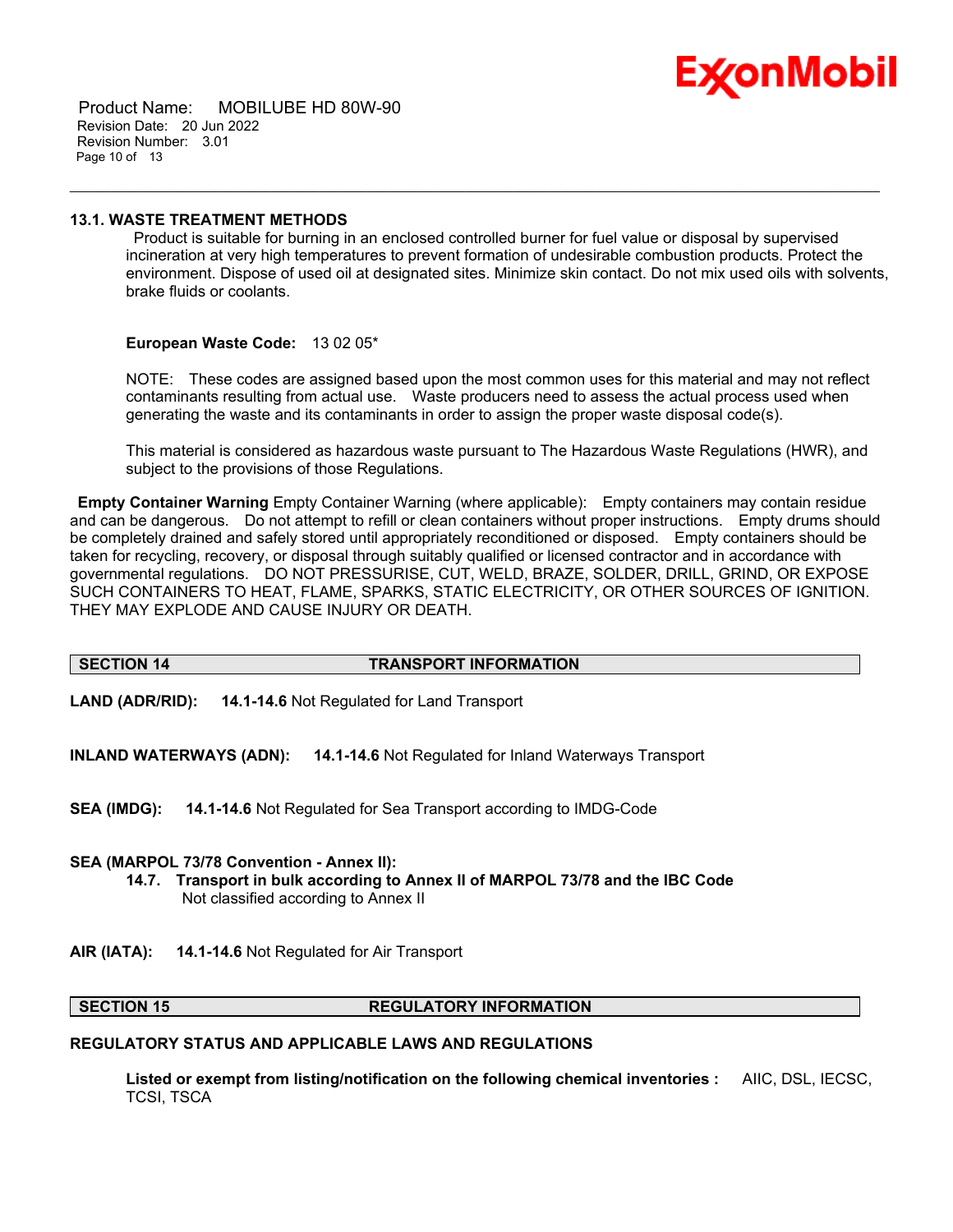### 13.1. WASTE TREATMENT METHODS

Product is suitable for burning in an enclosed controlled burner for fuel value or disposal by supervised incineration at very high temperatures to prevent formation of undesirable combustion products. Protect the environment. Dispose of used oil at designated sites. Minimize skin contact. Do not mix used oils with solvents, brake fluids or coolants.

**European Waste Code:** 13 02 05*

NOTE: These codes are assigned based upon the most common uses for this material and may not reflect contaminants resulting from actual use. Waste producers need to assess the actual process used when generating the waste and its contaminants in order to assign the proper waste disposal code(s).

This material is considered as hazardous waste pursuant to The Hazardous Waste Regulations (HWR), and subject to the provisions of those Regulations.

**Empty Container Warning** Empty Container Warning (where applicable): Empty containers may contain residue and can be dangerous. Do not attempt to refill or clean containers without proper instructions. Empty drums should be completely drained and safely stored until appropriately reconditioned or disposed. Empty containers should be taken for recycling, recovery, or disposal through suitably qualified or licensed contractor and in accordance with governmental regulations. DO NOT PRESSURISE, CUT, WELD, BRAZE, SOLDER, DRILL, GRIND, OR EXPOSE SUCH CONTAINERS TO HEAT, FLAME, SPARKS, STATIC ELECTRICITY, OR OTHER SOURCES OF IGNITION. THEY MAY EXPLODE AND CAUSE INJURY OR DEATH.

## SECTION 14 TRANSPORT INFORMATION

**LAND (ADR/RID):** **14.1-14.6** Not Regulated for Land Transport

**INLAND WATERWAYS (ADN):** **14.1-14.6** Not Regulated for Inland Waterways Transport

**SEA (IMDG):** **14.1-14.6** Not Regulated for Sea Transport according to IMDG-Code

**SEA (MARPOL 73/78 Convention - Annex II):**

**14.7. Transport in bulk according to Annex II of MARPOL 73/78 and the IBC Code**
Not classified according to Annex II

**AIR (IATA):** **14.1-14.6** Not Regulated for Air Transport

## SECTION 15 REGULATORY INFORMATION

### REGULATORY STATUS AND APPLICABLE LAWS AND REGULATIONS

**Listed or exempt from listing/notification on the following chemical inventories :** AIIC, DSL, IECSC, TCSI, TSCA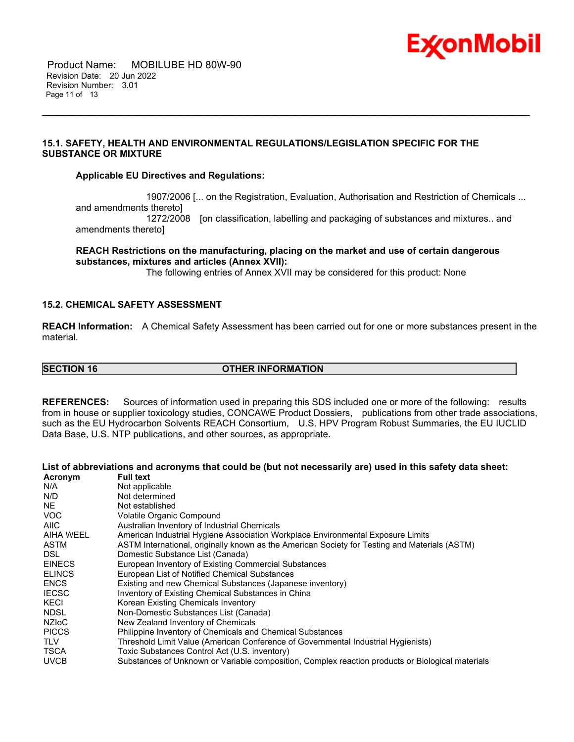### 15.1. SAFETY, HEALTH AND ENVIRONMENTAL REGULATIONS/LEGISLATION SPECIFIC FOR THE SUBSTANCE OR MIXTURE

**Applicable EU Directives and Regulations:**

1907/2006 [... on the Registration, Evaluation, Authorisation and Restriction of Chemicals ... and amendments thereto]

1272/2008 [on classification, labelling and packaging of substances and mixtures.. and amendments thereto]

**REACH Restrictions on the manufacturing, placing on the market and use of certain dangerous substances, mixtures and articles (Annex XVII):**

The following entries of Annex XVII may be considered for this product: None

### 15.2. CHEMICAL SAFETY ASSESSMENT

**REACH Information:** A Chemical Safety Assessment has been carried out for one or more substances present in the material.

## SECTION 16 OTHER INFORMATION

**REFERENCES:** Sources of information used in preparing this SDS included one or more of the following: results from in house or supplier toxicology studies, CONCAWE Product Dossiers, publications from other trade associations, such as the EU Hydrocarbon Solvents REACH Consortium, U.S. HPV Program Robust Summaries, the EU IUCLID Data Base, U.S. NTP publications, and other sources, as appropriate.

**List of abbreviations and acronyms that could be (but not necessarily are) used in this safety data sheet:**

| Acronym | Full text |
|---|---|
| N/A | Not applicable |
| N/D | Not determined |
| NE | Not established |
| VOC | Volatile Organic Compound |
| AIIC | Australian Inventory of Industrial Chemicals |
| AIHA WEEL | American Industrial Hygiene Association Workplace Environmental Exposure Limits |
| ASTM | ASTM International, originally known as the American Society for Testing and Materials (ASTM) |
| DSL | Domestic Substance List (Canada) |
| EINECS | European Inventory of Existing Commercial Substances |
| ELINCS | European List of Notified Chemical Substances |
| ENCS | Existing and new Chemical Substances (Japanese inventory) |
| IECSC | Inventory of Existing Chemical Substances in China |
| KECI | Korean Existing Chemicals Inventory |
| NDSL | Non-Domestic Substances List (Canada) |
| NZIoC | New Zealand Inventory of Chemicals |
| PICCS | Philippine Inventory of Chemicals and Chemical Substances |
| TLV | Threshold Limit Value (American Conference of Governmental Industrial Hygienists) |
| TSCA | Toxic Substances Control Act (U.S. inventory) |
| UVCB | Substances of Unknown or Variable composition, Complex reaction products or Biological materials |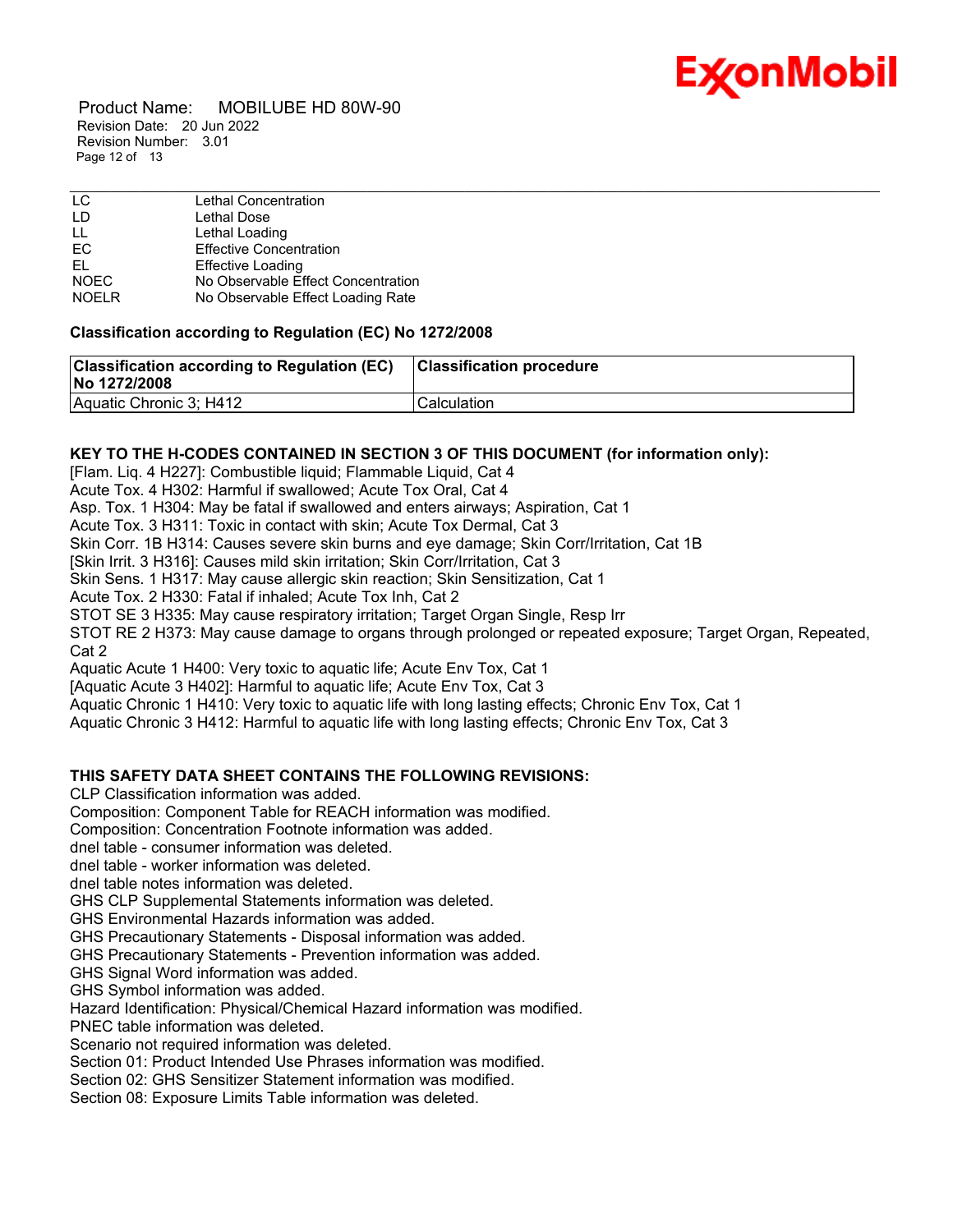| | |
|---|---|
| LC | Lethal Concentration |
| LD | Lethal Dose |
| LL | Lethal Loading |
| EC | Effective Concentration |
| EL | Effective Loading |
| NOEC | No Observable Effect Concentration |
| NOELR | No Observable Effect Loading Rate |

**Classification according to Regulation (EC) No 1272/2008**

| Classification according to Regulation (EC) No 1272/2008 | Classification procedure |
|---|---|
| Aquatic Chronic 3; H412 | Calculation |

**KEY TO THE H-CODES CONTAINED IN SECTION 3 OF THIS DOCUMENT (for information only):**

[Flam. Liq. 4 H227]: Combustible liquid; Flammable Liquid, Cat 4
Acute Tox. 4 H302: Harmful if swallowed; Acute Tox Oral, Cat 4
Asp. Tox. 1 H304: May be fatal if swallowed and enters airways; Aspiration, Cat 1
Acute Tox. 3 H311: Toxic in contact with skin; Acute Tox Dermal, Cat 3
Skin Corr. 1B H314: Causes severe skin burns and eye damage; Skin Corr/Irritation, Cat 1B
[Skin Irrit. 3 H316]: Causes mild skin irritation; Skin Corr/Irritation, Cat 3
Skin Sens. 1 H317: May cause allergic skin reaction; Skin Sensitization, Cat 1
Acute Tox. 2 H330: Fatal if inhaled; Acute Tox Inh, Cat 2
STOT SE 3 H335: May cause respiratory irritation; Target Organ Single, Resp Irr
STOT RE 2 H373: May cause damage to organs through prolonged or repeated exposure; Target Organ, Repeated, Cat 2
Aquatic Acute 1 H400: Very toxic to aquatic life; Acute Env Tox, Cat 1
[Aquatic Acute 3 H402]: Harmful to aquatic life; Acute Env Tox, Cat 3
Aquatic Chronic 1 H410: Very toxic to aquatic life with long lasting effects; Chronic Env Tox, Cat 1
Aquatic Chronic 3 H412: Harmful to aquatic life with long lasting effects; Chronic Env Tox, Cat 3

**THIS SAFETY DATA SHEET CONTAINS THE FOLLOWING REVISIONS:**

CLP Classification information was added.
Composition: Component Table for REACH information was modified.
Composition: Concentration Footnote information was added.
dnel table - consumer information was deleted.
dnel table - worker information was deleted.
dnel table notes information was deleted.
GHS CLP Supplemental Statements information was deleted.
GHS Environmental Hazards information was added.
GHS Precautionary Statements - Disposal information was added.
GHS Precautionary Statements - Prevention information was added.
GHS Signal Word information was added.
GHS Symbol information was added.
Hazard Identification: Physical/Chemical Hazard information was modified.
PNEC table information was deleted.
Scenario not required information was deleted.
Section 01: Product Intended Use Phrases information was modified.
Section 02: GHS Sensitizer Statement information was modified.
Section 08: Exposure Limits Table information was deleted.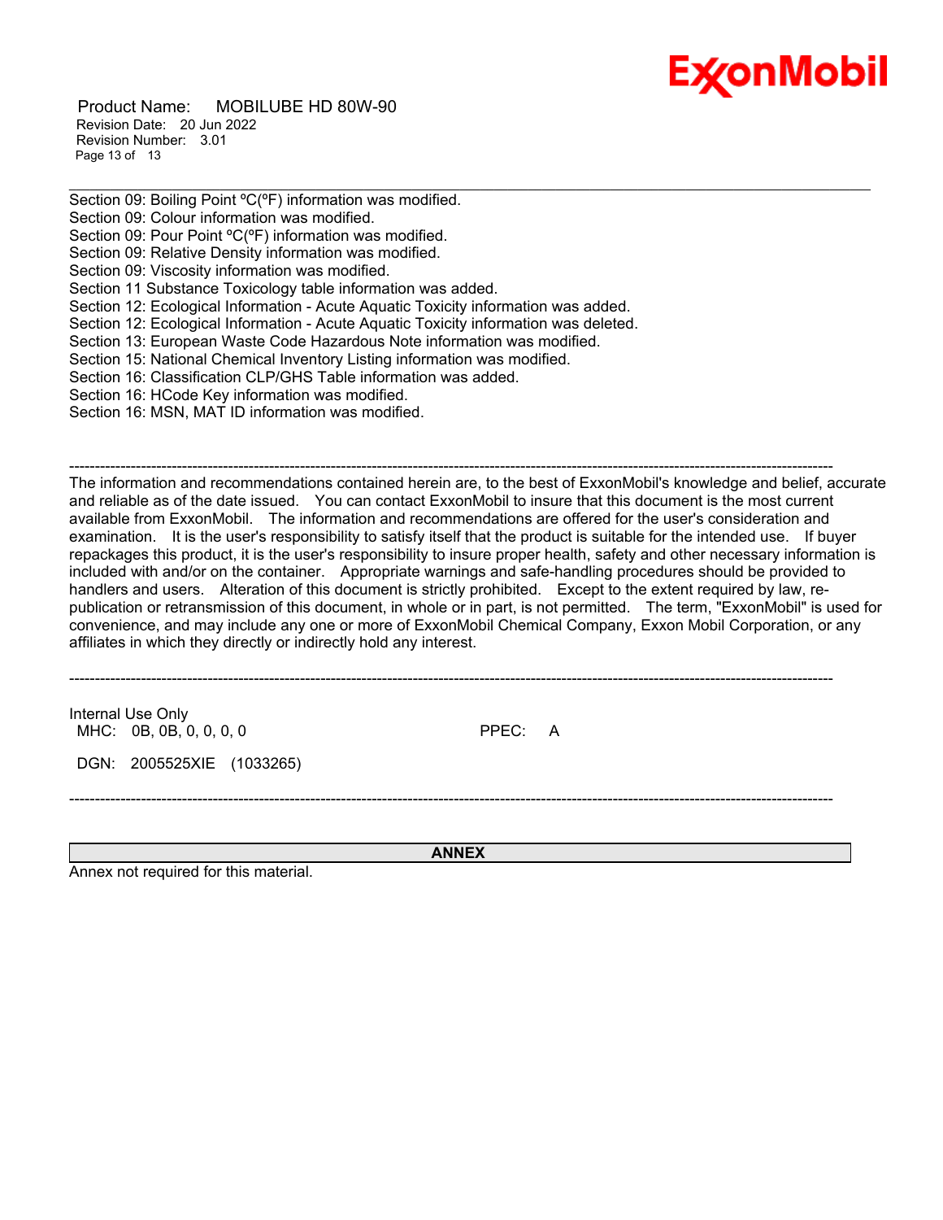Section 09: Boiling Point ºC(ºF) information was modified.
Section 09: Colour information was modified.
Section 09: Pour Point ºC(ºF) information was modified.
Section 09: Relative Density information was modified.
Section 09: Viscosity information was modified.
Section 11 Substance Toxicology table information was added.
Section 12: Ecological Information - Acute Aquatic Toxicity information was added.
Section 12: Ecological Information - Acute Aquatic Toxicity information was deleted.
Section 13: European Waste Code Hazardous Note information was modified.
Section 15: National Chemical Inventory Listing information was modified.
Section 16: Classification CLP/GHS Table information was added.
Section 16: HCode Key information was modified.
Section 16: MSN, MAT ID information was modified.

-----------------------------------------------------------------------------------------------------------------------------------------------

The information and recommendations contained herein are, to the best of ExxonMobil's knowledge and belief, accurate and reliable as of the date issued. You can contact ExxonMobil to insure that this document is the most current available from ExxonMobil. The information and recommendations are offered for the user's consideration and examination. It is the user's responsibility to satisfy itself that the product is suitable for the intended use. If buyer repackages this product, it is the user's responsibility to insure proper health, safety and other necessary information is included with and/or on the container. Appropriate warnings and safe-handling procedures should be provided to handlers and users. Alteration of this document is strictly prohibited. Except to the extent required by law, re-publication or retransmission of this document, in whole or in part, is not permitted. The term, "ExxonMobil" is used for convenience, and may include any one or more of ExxonMobil Chemical Company, Exxon Mobil Corporation, or any affiliates in which they directly or indirectly hold any interest.

-----------------------------------------------------------------------------------------------------------------------------------------------

Internal Use Only
MHC: 0B, 0B, 0, 0, 0, 0 PPEC: A

DGN: 2005525XIE (1033265)

-----------------------------------------------------------------------------------------------------------------------------------------------

**ANNEX**

Annex not required for this material.